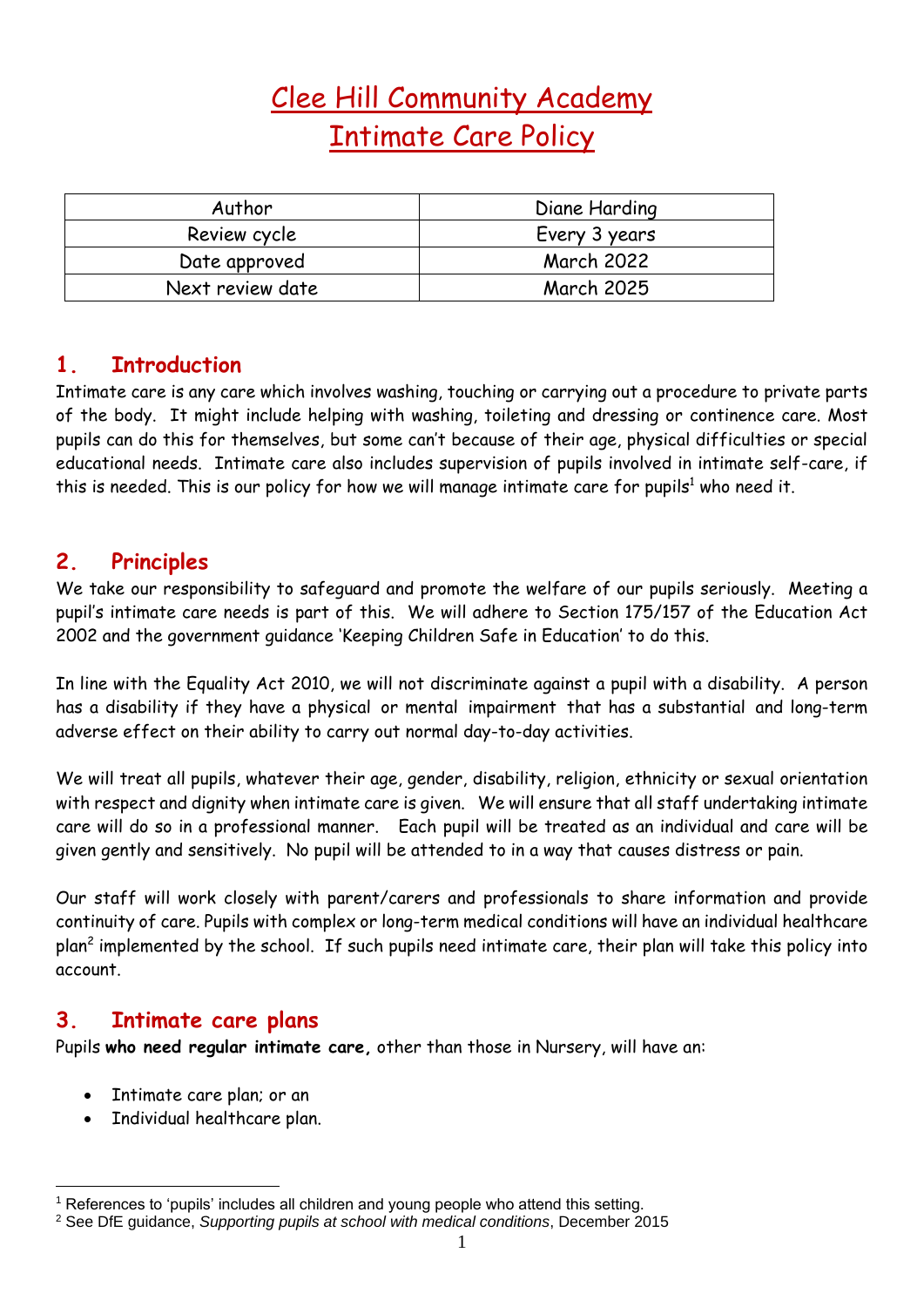# Clee Hill Community Academy
# Intimate Care Policy

| Author | Diane Harding |
|---|---|
| Review cycle | Every 3 years |
| Date approved | March 2022 |
| Next review date | March 2025 |

## 1. Introduction

Intimate care is any care which involves washing, touching or carrying out a procedure to private parts of the body. It might include helping with washing, toileting and dressing or continence care. Most pupils can do this for themselves, but some can't because of their age, physical difficulties or special educational needs. Intimate care also includes supervision of pupils involved in intimate self-care, if this is needed. This is our policy for how we will manage intimate care for pupils[1] who need it.

## 2. Principles

We take our responsibility to safeguard and promote the welfare of our pupils seriously. Meeting a pupil's intimate care needs is part of this. We will adhere to Section 175/157 of the Education Act 2002 and the government guidance 'Keeping Children Safe in Education' to do this.

In line with the Equality Act 2010, we will not discriminate against a pupil with a disability. A person has a disability if they have a physical or mental impairment that has a substantial and long-term adverse effect on their ability to carry out normal day-to-day activities.

We will treat all pupils, whatever their age, gender, disability, religion, ethnicity or sexual orientation with respect and dignity when intimate care is given. We will ensure that all staff undertaking intimate care will do so in a professional manner. Each pupil will be treated as an individual and care will be given gently and sensitively. No pupil will be attended to in a way that causes distress or pain.

Our staff will work closely with parent/carers and professionals to share information and provide continuity of care. Pupils with complex or long-term medical conditions will have an individual healthcare plan[2] implemented by the school. If such pupils need intimate care, their plan will take this policy into account.

## 3. Intimate care plans

Pupils **who need regular intimate care,** other than those in Nursery, will have an:

- Intimate care plan; or an
- Individual healthcare plan.

[1] References to 'pupils' includes all children and young people who attend this setting.

[2] See DfE guidance, *Supporting pupils at school with medical conditions*, December 2015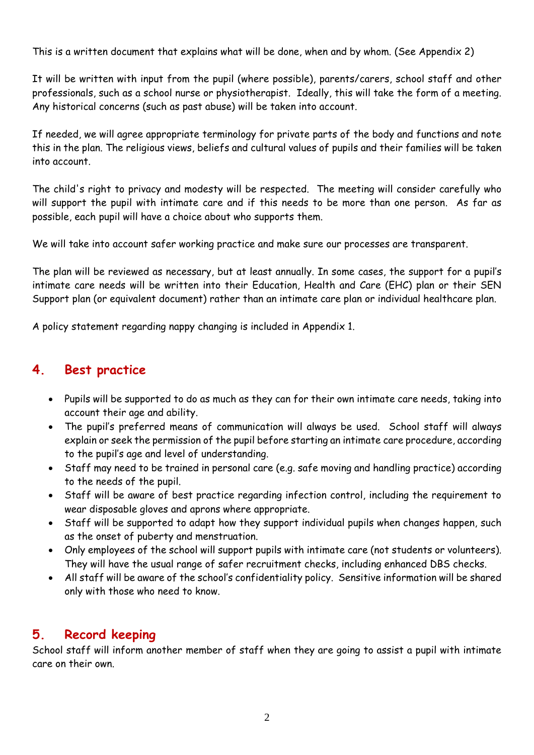This is a written document that explains what will be done, when and by whom. (See Appendix 2)

It will be written with input from the pupil (where possible), parents/carers, school staff and other professionals, such as a school nurse or physiotherapist. Ideally, this will take the form of a meeting. Any historical concerns (such as past abuse) will be taken into account.

If needed, we will agree appropriate terminology for private parts of the body and functions and note this in the plan. The religious views, beliefs and cultural values of pupils and their families will be taken into account.

The child's right to privacy and modesty will be respected. The meeting will consider carefully who will support the pupil with intimate care and if this needs to be more than one person. As far as possible, each pupil will have a choice about who supports them.

We will take into account safer working practice and make sure our processes are transparent.

The plan will be reviewed as necessary, but at least annually. In some cases, the support for a pupil's intimate care needs will be written into their Education, Health and Care (EHC) plan or their SEN Support plan (or equivalent document) rather than an intimate care plan or individual healthcare plan.

A policy statement regarding nappy changing is included in Appendix 1.

## 4. Best practice

- Pupils will be supported to do as much as they can for their own intimate care needs, taking into account their age and ability.
- The pupil's preferred means of communication will always be used. School staff will always explain or seek the permission of the pupil before starting an intimate care procedure, according to the pupil's age and level of understanding.
- Staff may need to be trained in personal care (e.g. safe moving and handling practice) according to the needs of the pupil.
- Staff will be aware of best practice regarding infection control, including the requirement to wear disposable gloves and aprons where appropriate.
- Staff will be supported to adapt how they support individual pupils when changes happen, such as the onset of puberty and menstruation.
- Only employees of the school will support pupils with intimate care (not students or volunteers). They will have the usual range of safer recruitment checks, including enhanced DBS checks.
- All staff will be aware of the school's confidentiality policy. Sensitive information will be shared only with those who need to know.

## 5. Record keeping

School staff will inform another member of staff when they are going to assist a pupil with intimate care on their own.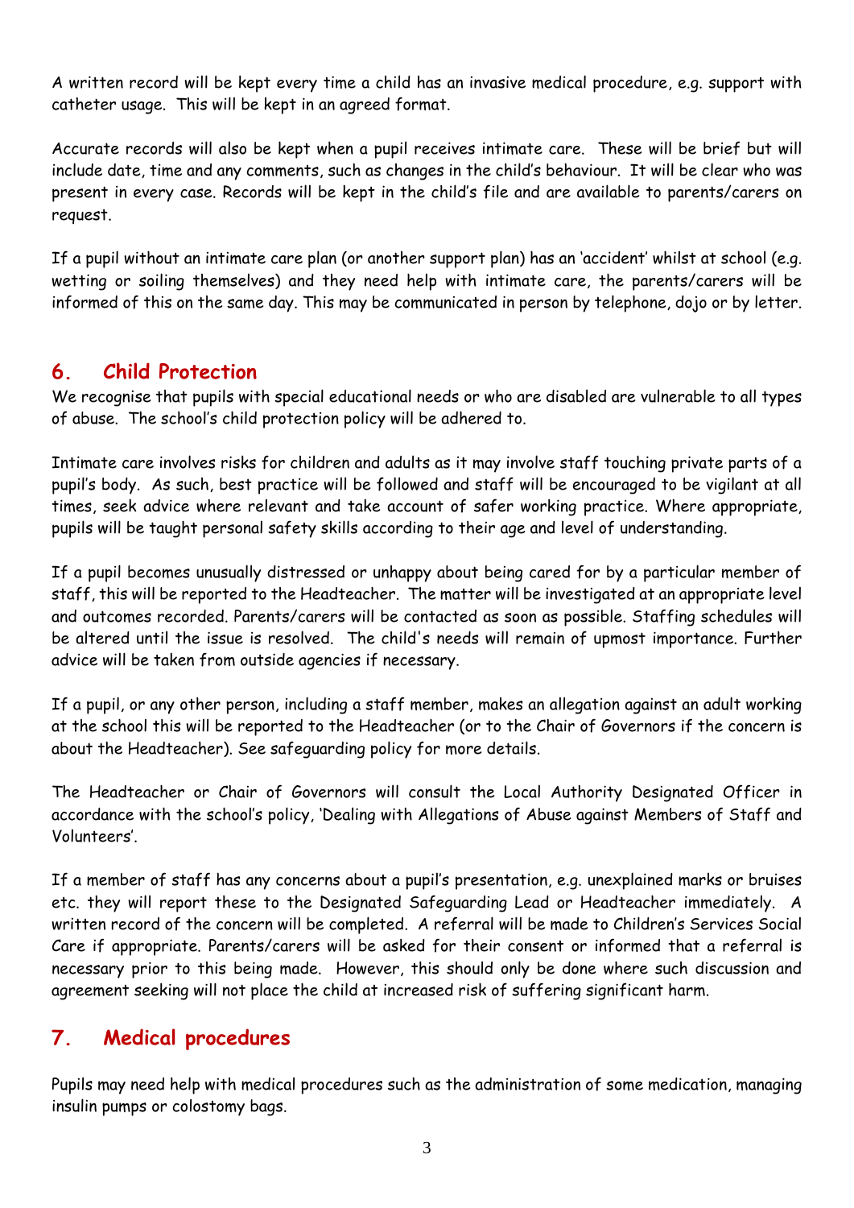A written record will be kept every time a child has an invasive medical procedure, e.g. support with catheter usage. This will be kept in an agreed format.

Accurate records will also be kept when a pupil receives intimate care. These will be brief but will include date, time and any comments, such as changes in the child's behaviour. It will be clear who was present in every case. Records will be kept in the child's file and are available to parents/carers on request.

If a pupil without an intimate care plan (or another support plan) has an 'accident' whilst at school (e.g. wetting or soiling themselves) and they need help with intimate care, the parents/carers will be informed of this on the same day. This may be communicated in person by telephone, dojo or by letter.

## 6. Child Protection

We recognise that pupils with special educational needs or who are disabled are vulnerable to all types of abuse. The school's child protection policy will be adhered to.

Intimate care involves risks for children and adults as it may involve staff touching private parts of a pupil's body. As such, best practice will be followed and staff will be encouraged to be vigilant at all times, seek advice where relevant and take account of safer working practice. Where appropriate, pupils will be taught personal safety skills according to their age and level of understanding.

If a pupil becomes unusually distressed or unhappy about being cared for by a particular member of staff, this will be reported to the Headteacher. The matter will be investigated at an appropriate level and outcomes recorded. Parents/carers will be contacted as soon as possible. Staffing schedules will be altered until the issue is resolved. The child's needs will remain of upmost importance. Further advice will be taken from outside agencies if necessary.

If a pupil, or any other person, including a staff member, makes an allegation against an adult working at the school this will be reported to the Headteacher (or to the Chair of Governors if the concern is about the Headteacher). See safeguarding policy for more details.

The Headteacher or Chair of Governors will consult the Local Authority Designated Officer in accordance with the school's policy, 'Dealing with Allegations of Abuse against Members of Staff and Volunteers'.

If a member of staff has any concerns about a pupil's presentation, e.g. unexplained marks or bruises etc. they will report these to the Designated Safeguarding Lead or Headteacher immediately. A written record of the concern will be completed. A referral will be made to Children's Services Social Care if appropriate. Parents/carers will be asked for their consent or informed that a referral is necessary prior to this being made. However, this should only be done where such discussion and agreement seeking will not place the child at increased risk of suffering significant harm.

## 7. Medical procedures

Pupils may need help with medical procedures such as the administration of some medication, managing insulin pumps or colostomy bags.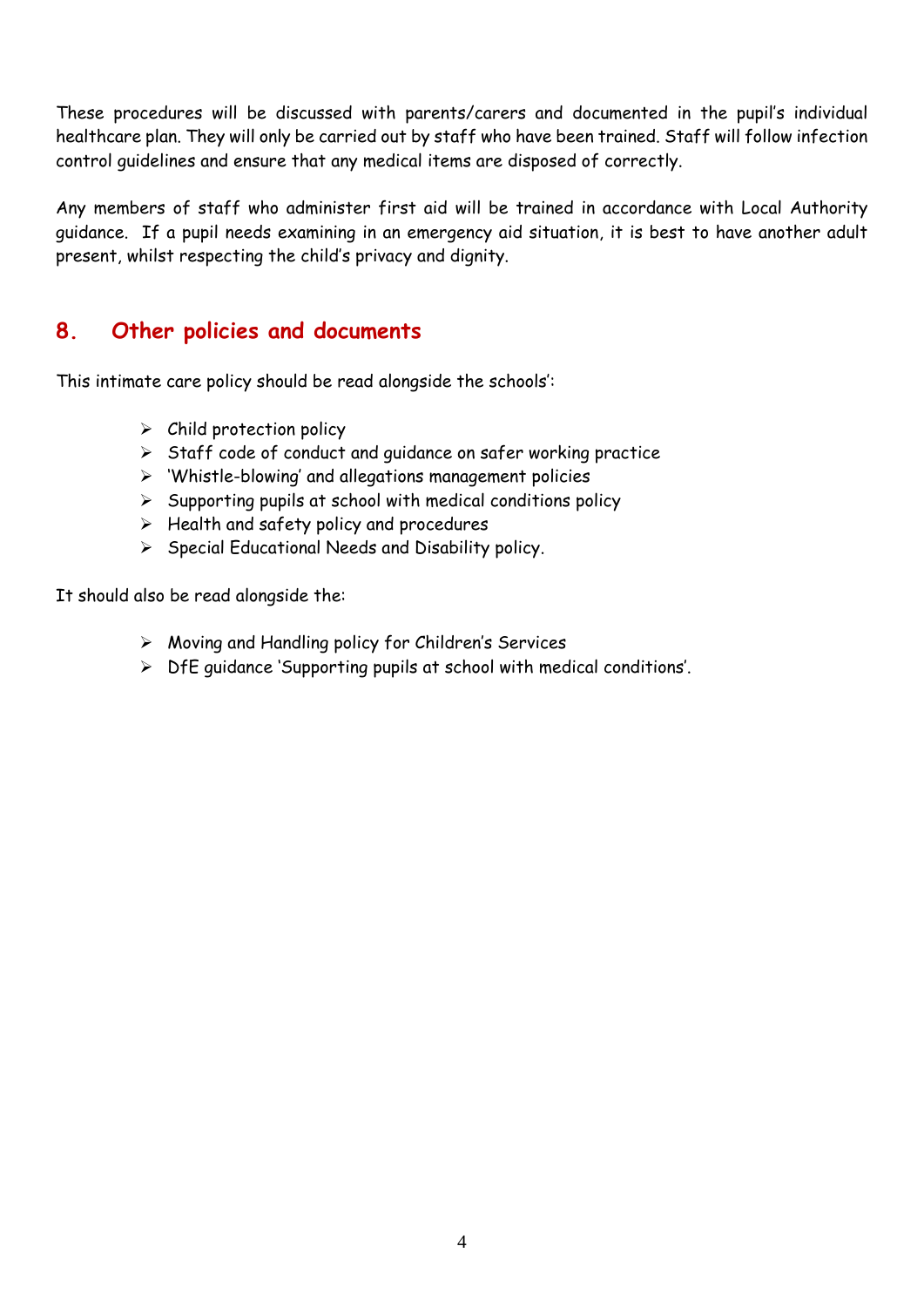These procedures will be discussed with parents/carers and documented in the pupil's individual healthcare plan. They will only be carried out by staff who have been trained. Staff will follow infection control guidelines and ensure that any medical items are disposed of correctly.

Any members of staff who administer first aid will be trained in accordance with Local Authority guidance. If a pupil needs examining in an emergency aid situation, it is best to have another adult present, whilst respecting the child's privacy and dignity.

## 8. Other policies and documents

This intimate care policy should be read alongside the schools':

- Child protection policy
- Staff code of conduct and guidance on safer working practice
- 'Whistle-blowing' and allegations management policies
- Supporting pupils at school with medical conditions policy
- Health and safety policy and procedures
- Special Educational Needs and Disability policy.

It should also be read alongside the:

- Moving and Handling policy for Children's Services
- DfE guidance 'Supporting pupils at school with medical conditions'.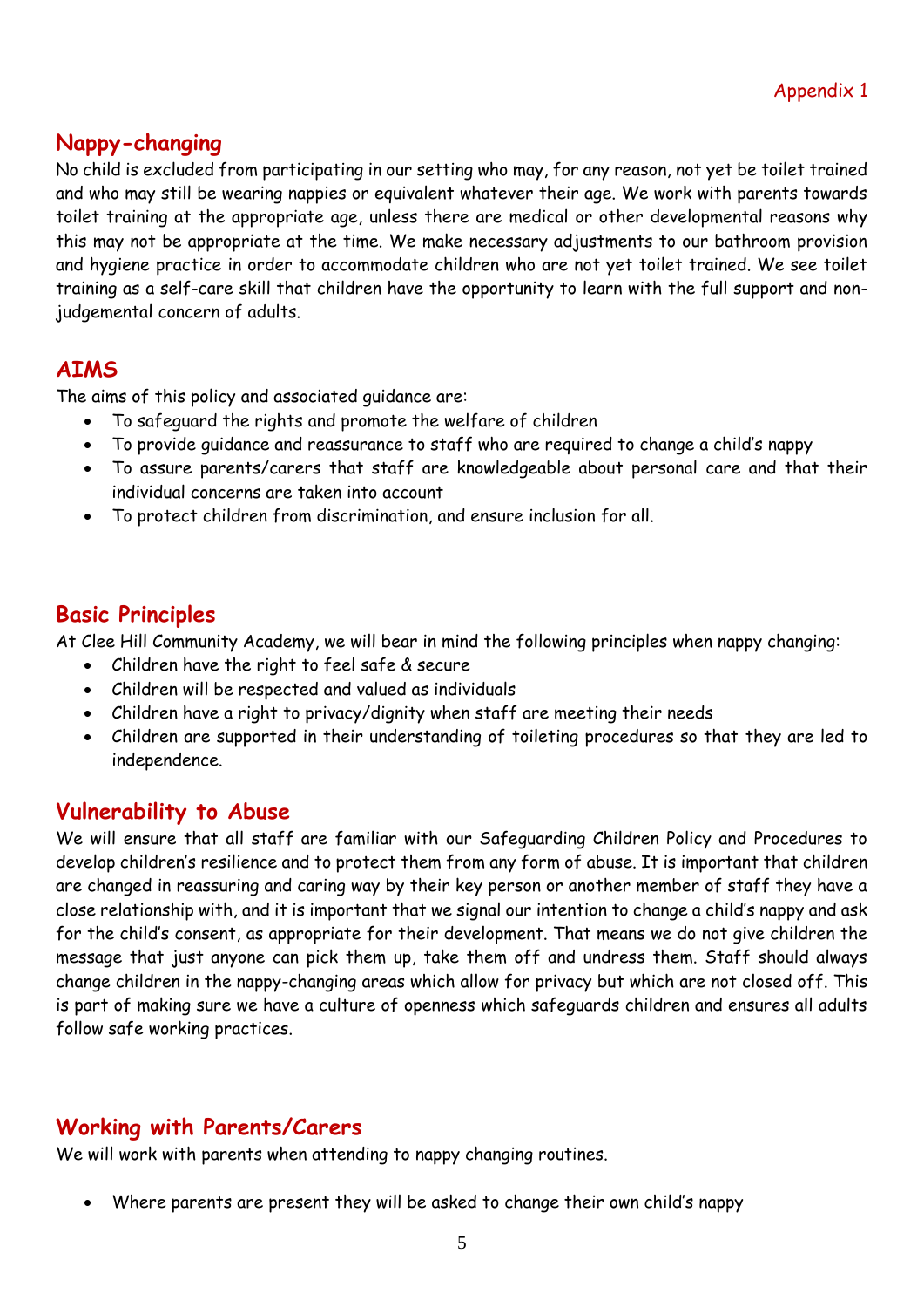Appendix 1

## Nappy-changing

No child is excluded from participating in our setting who may, for any reason, not yet be toilet trained and who may still be wearing nappies or equivalent whatever their age. We work with parents towards toilet training at the appropriate age, unless there are medical or other developmental reasons why this may not be appropriate at the time. We make necessary adjustments to our bathroom provision and hygiene practice in order to accommodate children who are not yet toilet trained. We see toilet training as a self-care skill that children have the opportunity to learn with the full support and non-judgemental concern of adults.

## AIMS

The aims of this policy and associated guidance are:

- To safeguard the rights and promote the welfare of children
- To provide guidance and reassurance to staff who are required to change a child's nappy
- To assure parents/carers that staff are knowledgeable about personal care and that their individual concerns are taken into account
- To protect children from discrimination, and ensure inclusion for all.

## Basic Principles

At Clee Hill Community Academy, we will bear in mind the following principles when nappy changing:

- Children have the right to feel safe & secure
- Children will be respected and valued as individuals
- Children have a right to privacy/dignity when staff are meeting their needs
- Children are supported in their understanding of toileting procedures so that they are led to independence.

## Vulnerability to Abuse

We will ensure that all staff are familiar with our Safeguarding Children Policy and Procedures to develop children's resilience and to protect them from any form of abuse. It is important that children are changed in reassuring and caring way by their key person or another member of staff they have a close relationship with, and it is important that we signal our intention to change a child's nappy and ask for the child's consent, as appropriate for their development. That means we do not give children the message that just anyone can pick them up, take them off and undress them. Staff should always change children in the nappy-changing areas which allow for privacy but which are not closed off. This is part of making sure we have a culture of openness which safeguards children and ensures all adults follow safe working practices.

## Working with Parents/Carers

We will work with parents when attending to nappy changing routines.

- Where parents are present they will be asked to change their own child's nappy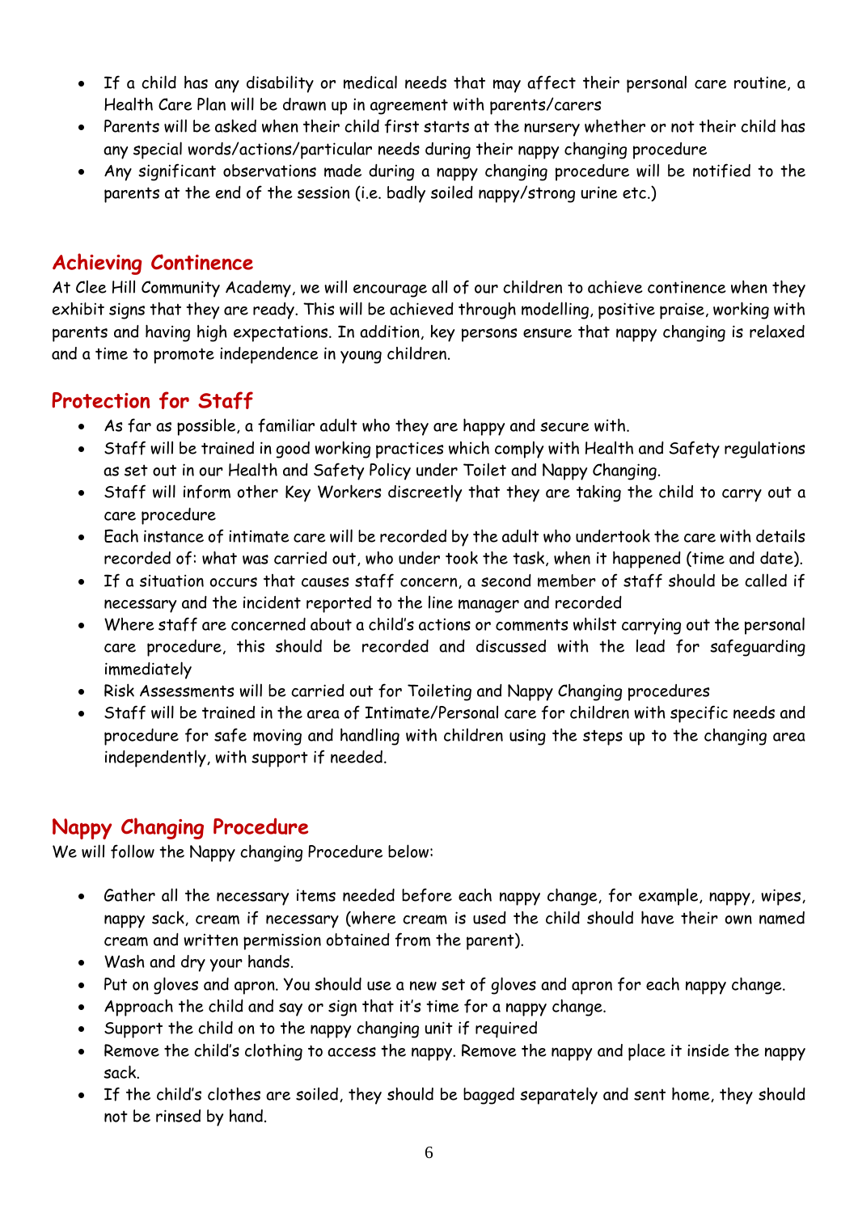- If a child has any disability or medical needs that may affect their personal care routine, a Health Care Plan will be drawn up in agreement with parents/carers
- Parents will be asked when their child first starts at the nursery whether or not their child has any special words/actions/particular needs during their nappy changing procedure
- Any significant observations made during a nappy changing procedure will be notified to the parents at the end of the session (i.e. badly soiled nappy/strong urine etc.)

## Achieving Continence

At Clee Hill Community Academy, we will encourage all of our children to achieve continence when they exhibit signs that they are ready. This will be achieved through modelling, positive praise, working with parents and having high expectations. In addition, key persons ensure that nappy changing is relaxed and a time to promote independence in young children.

## Protection for Staff

- As far as possible, a familiar adult who they are happy and secure with.
- Staff will be trained in good working practices which comply with Health and Safety regulations as set out in our Health and Safety Policy under Toilet and Nappy Changing.
- Staff will inform other Key Workers discreetly that they are taking the child to carry out a care procedure
- Each instance of intimate care will be recorded by the adult who undertook the care with details recorded of: what was carried out, who under took the task, when it happened (time and date).
- If a situation occurs that causes staff concern, a second member of staff should be called if necessary and the incident reported to the line manager and recorded
- Where staff are concerned about a child's actions or comments whilst carrying out the personal care procedure, this should be recorded and discussed with the lead for safeguarding immediately
- Risk Assessments will be carried out for Toileting and Nappy Changing procedures
- Staff will be trained in the area of Intimate/Personal care for children with specific needs and procedure for safe moving and handling with children using the steps up to the changing area independently, with support if needed.

## Nappy Changing Procedure

We will follow the Nappy changing Procedure below:

- Gather all the necessary items needed before each nappy change, for example, nappy, wipes, nappy sack, cream if necessary (where cream is used the child should have their own named cream and written permission obtained from the parent).
- Wash and dry your hands.
- Put on gloves and apron. You should use a new set of gloves and apron for each nappy change.
- Approach the child and say or sign that it's time for a nappy change.
- Support the child on to the nappy changing unit if required
- Remove the child's clothing to access the nappy. Remove the nappy and place it inside the nappy sack.
- If the child's clothes are soiled, they should be bagged separately and sent home, they should not be rinsed by hand.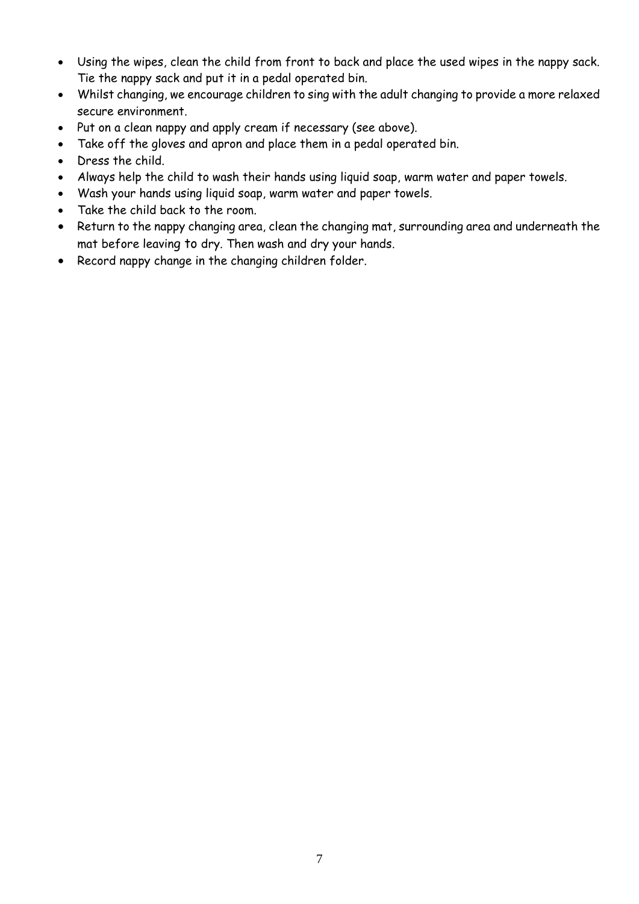- Using the wipes, clean the child from front to back and place the used wipes in the nappy sack. Tie the nappy sack and put it in a pedal operated bin.
- Whilst changing, we encourage children to sing with the adult changing to provide a more relaxed secure environment.
- Put on a clean nappy and apply cream if necessary (see above).
- Take off the gloves and apron and place them in a pedal operated bin.
- Dress the child.
- Always help the child to wash their hands using liquid soap, warm water and paper towels.
- Wash your hands using liquid soap, warm water and paper towels.
- Take the child back to the room.
- Return to the nappy changing area, clean the changing mat, surrounding area and underneath the mat before leaving to dry. Then wash and dry your hands.
- Record nappy change in the changing children folder.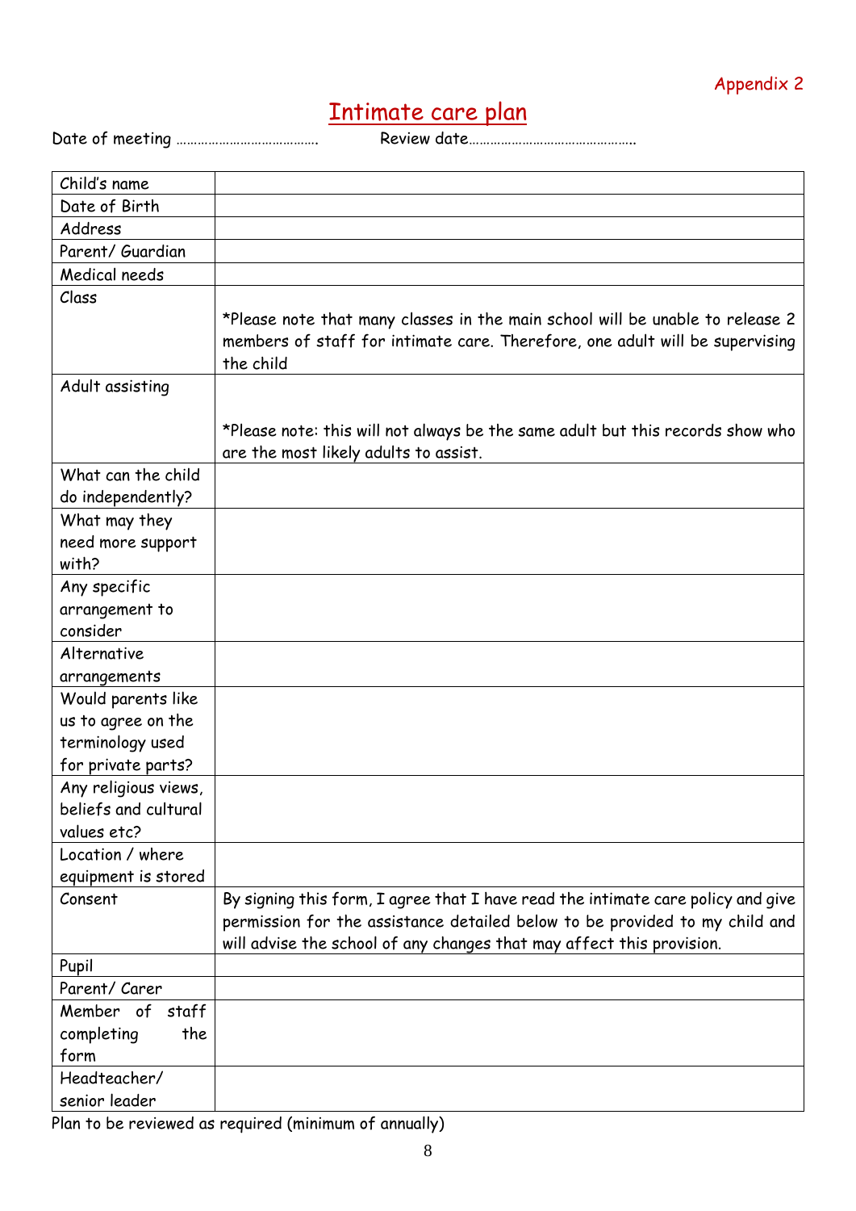Appendix 2

# Intimate care plan

Date of meeting ………………………………… Review date………………………………………

| | |
|---|---|
| Child's name | |
| Date of Birth | |
| Address | |
| Parent/ Guardian | |
| Medical needs | |
| Class | *Please note that many classes in the main school will be unable to release 2 members of staff for intimate care. Therefore, one adult will be supervising the child |
| Adult assisting | *Please note: this will not always be the same adult but this records show who are the most likely adults to assist. |
| What can the child do independently? | |
| What may they need more support with? | |
| Any specific arrangement to consider | |
| Alternative arrangements | |
| Would parents like us to agree on the terminology used for private parts? | |
| Any religious views, beliefs and cultural values etc? | |
| Location / where equipment is stored | |
| Consent | By signing this form, I agree that I have read the intimate care policy and give permission for the assistance detailed below to be provided to my child and will advise the school of any changes that may affect this provision. |
| Pupil | |
| Parent/ Carer | |
| Member of staff completing the form | |
| Headteacher/ senior leader | |

Plan to be reviewed as required (minimum of annually)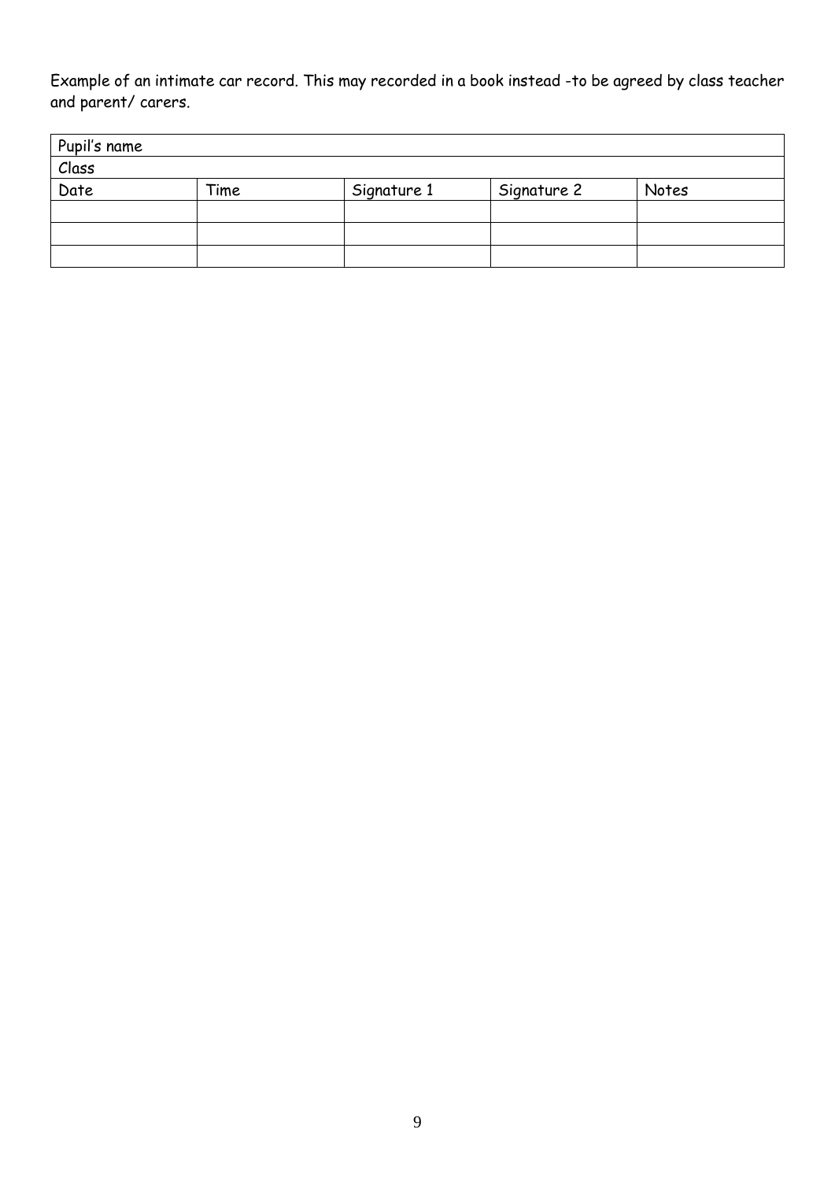Example of an intimate car record. This may recorded in a book instead -to be agreed by class teacher and parent/ carers.

| Pupil's name | | | | |
|---|---|---|---|---|
| Class | | | | |
| Date | Time | Signature 1 | Signature 2 | Notes |
| | | | | |
| | | | | |
| | | | | |